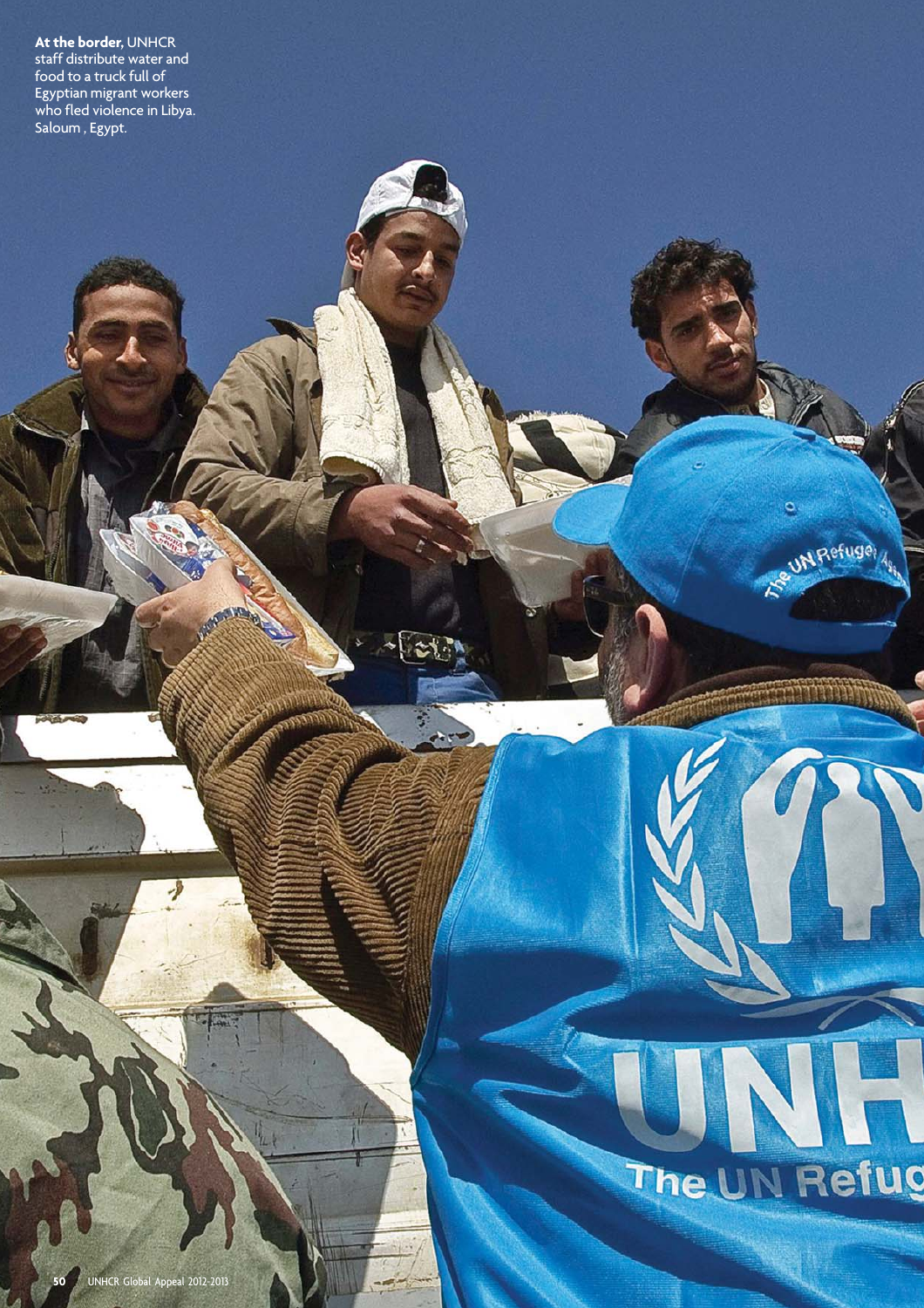**At the border,** UNHCR staff distribute water and food to a truck full of Egyptian migrant workers who fled violence in Libya. Saloum , Egypt.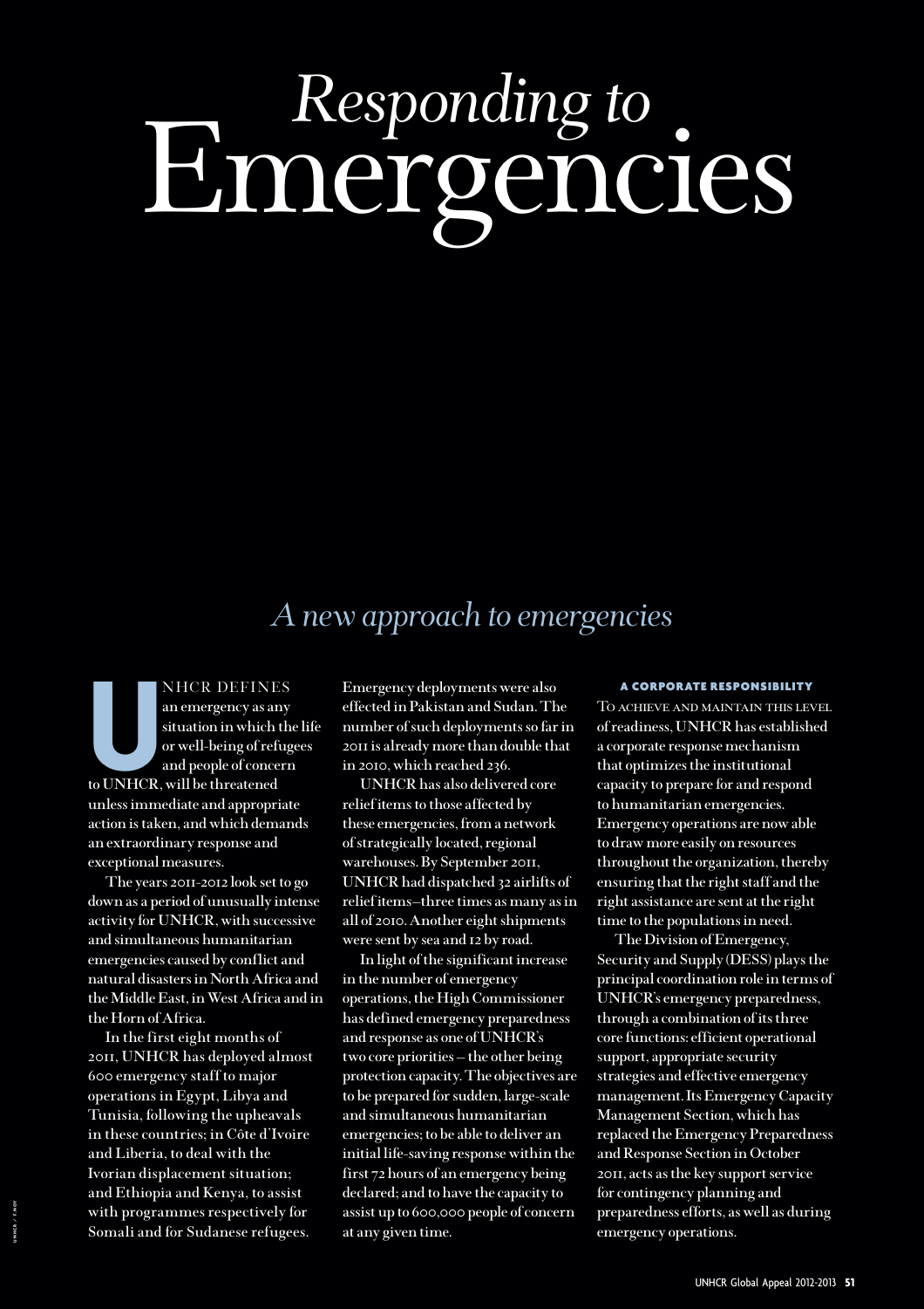# *Responding to* Emergencies

## *A new approach to emergencies*

UNHCR defines an emergency as any situation in which the life or well-being of refugees and people of concern to UNHCR, will be threatened unless immediate and appropriate action is taken, and which demands an extraordinary response and exceptional measures.

The years 2011-2012 look set to go down as a period of unusually intense activity for UNHCR, with successive and simultaneous humanitarian emergencies caused by conflict and natural disasters in North Africa and the Middle East, in West Africa and in the Horn of Africa.

In the first eight months of 2011, UNHCR has deployed almost 600 emergency staff to major operations in Egypt, Libya and Tunisia, following the upheavals in these countries; in Côte d'Ivoire and Liberia, to deal with the Ivorian displacement situation; and Ethiopia and Kenya, to assist with programmes respectively for Somali and for Sudanese refugees. Emergency deployments were also effected in Pakistan and Sudan. The number of such deployments so far in 2011 is already more than double that in 2010, which reached 236.

UNHCR has also delivered core relief items to those affected by these emergencies, from a network of strategically located, regional warehouses. By September 2011, UNHCR had dispatched 32 airlifts of relief items–three times as many as in all of 2010. Another eight shipments were sent by sea and 12 by road.

In light of the significant increase in the number of emergency operations, the High Commissioner has defined emergency preparedness and response as one of UNHCR's two core priorities – the other being protection capacity. The objectives are to be prepared for sudden, large-scale and simultaneous humanitarian emergencies; to be able to deliver an initial life-saving response within the first 72 hours of an emergency being declared; and to have the capacity to assist up to 600,000 people of concern at any given time.

### A CORPORATE RESPONSIBILITY

To achieve and maintain this level of readiness, UNHCR has established a corporate response mechanism that optimizes the institutional capacity to prepare for and respond to humanitarian emergencies. Emergency operations are now able to draw more easily on resources throughout the organization, thereby ensuring that the right staff and the right assistance are sent at the right time to the populations in need.

The Division of Emergency, Security and Supply (DESS) plays the principal coordination role in terms of UNHCR's emergency preparedness, through a combination of its three core functions: efficient operational support, appropriate security strategies and effective emergency management. Its Emergency Capacity Management Section, which has replaced the Emergency Preparedness and Response Section in October 2011, acts as the key support service for contingency planning and preparedness efforts, as well as during emergency operations.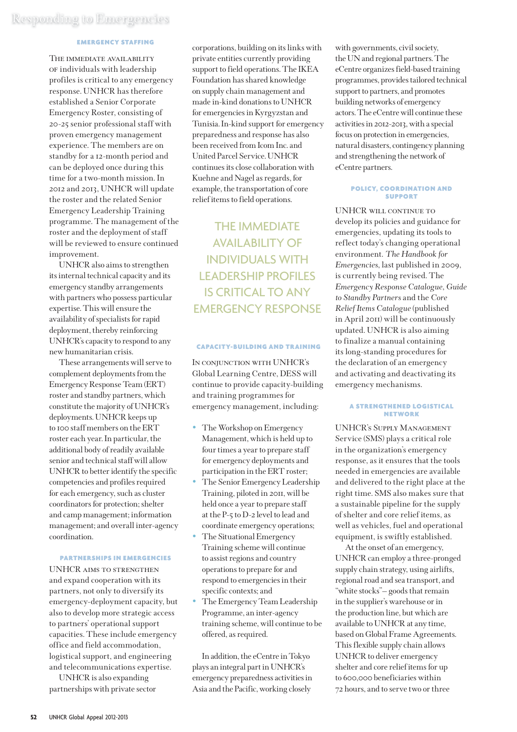### EMERGENCY STAFFING

The immediate availability of individuals with leadership profiles is critical to any emergency response. UNHCR has therefore established a Senior Corporate Emergency Roster, consisting of 20-25 senior professional staff with proven emergency management experience. The members are on standby for a 12-month period and can be deployed once during this time for a two-month mission. In 2012 and 2013, UNHCR will update the roster and the related Senior Emergency Leadership Training programme. The management of the roster and the deployment of staff will be reviewed to ensure continued improvement.

UNHCR also aims to strengthen its internal technical capacity and its emergency standby arrangements with partners who possess particular expertise. This will ensure the availability of specialists for rapid deployment, thereby reinforcing UNHCR's capacity to respond to any new humanitarian crisis.

These arrangements will serve to complement deployments from the Emergency Response Team (ERT) roster and standby partners, which constitute the majority of UNHCR's deployments. UNHCR keeps up to 100 staff members on the ERT roster each year. In particular, the additional body of readily available senior and technical staff will allow UNHCR to better identify the specific competencies and profiles required for each emergency, such as cluster coordinators for protection; shelter and camp management; information management; and overall inter-agency coordination.

### PARTNERSHIPS IN EMERGENCIES

UNHCR aims to strengthen and expand cooperation with its partners, not only to diversify its emergency-deployment capacity, but also to develop more strategic access to partners' operational support capacities. These include emergency office and field accommodation, logistical support, and engineering and telecommunications expertise.

UNHCR is also expanding partnerships with private sector corporations, building on its links with private entities currently providing support to field operations. The IKEA Foundation has shared knowledge on supply chain management and made in-kind donations to UNHCR for emergencies in Kyrgyzstan and Tunisia. In-kind support for emergency preparedness and response has also been received from Icom Inc. and United Parcel Service. UNHCR continues its close collaboration with Kuehne and Nagel as regards, for example, the transportation of core relief items to field operations.

> THE IMMEDIATE AVAILABILITY OF INDIVIDUALS WITH LEADERSHIP PROFILES IS CRITICAL TO ANY EMERGENCY RESPONSE

### CAPACITY-BUILDING AND TRAINING

In conjunction with UNHCR's Global Learning Centre, DESS will continue to provide capacity-building and training programmes for emergency management, including:

- The Workshop on Emergency Management, which is held up to four times a year to prepare staff for emergency deployments and participation in the ERT roster;
- The Senior Emergency Leadership Training, piloted in 2011, will be held once a year to prepare staff at the P-5 to D-2 level to lead and coordinate emergency operations;
- The Situational Emergency Training scheme will continue to assist regions and country operations to prepare for and respond to emergencies in their specific contexts; and
- The Emergency Team Leadership Programme, an inter-agency training scheme, will continue to be offered, as required.

In addition, the eCentre in Tokyo plays an integral part in UNHCR's emergency preparedness activities in Asia and the Pacific, working closely with governments, civil society, the UN and regional partners. The eCentre organizes field-based training programmes, provides tailored technical support to partners, and promotes building networks of emergency actors. The eCentre will continue these activities in 2012-2013, with a special focus on protection in emergencies, natural disasters, contingency planning and strengthening the network of eCentre partners.

### POLICY, COORDINATION AND SUPPORT

UNHCR will continue to develop its policies and guidance for emergencies, updating its tools to reflect today's changing operational environment. *The Handbook for Emergencies*, last published in 2009, is currently being revised. The *Emergency Response Catalogue*, *Guide to Standby Partners* and the *Core Relief Items Catalogue* (published in April 2011) will be continuously updated. UNHCR is also aiming to finalize a manual containing its long-standing procedures for the declaration of an emergency and activating and deactivating its emergency mechanisms.

### A STRENGTHENED LOGISTICAL NETWORK

UNHCR's Supply Management Service (SMS) plays a critical role in the organization's emergency response, as it ensures that the tools needed in emergencies are available and delivered to the right place at the right time. SMS also makes sure that a sustainable pipeline for the supply of shelter and core relief items, as well as vehicles, fuel and operational equipment, is swiftly established.

At the onset of an emergency, UNHCR can employ a three-pronged supply chain strategy, using airlifts, regional road and sea transport, and "white stocks"– goods that remain in the supplier's warehouse or in the production line, but which are available to UNHCR at any time, based on Global Frame Agreements. This flexible supply chain allows UNHCR to deliver emergency shelter and core relief items for up to 600,000 beneficiaries within 72 hours, and to serve two or three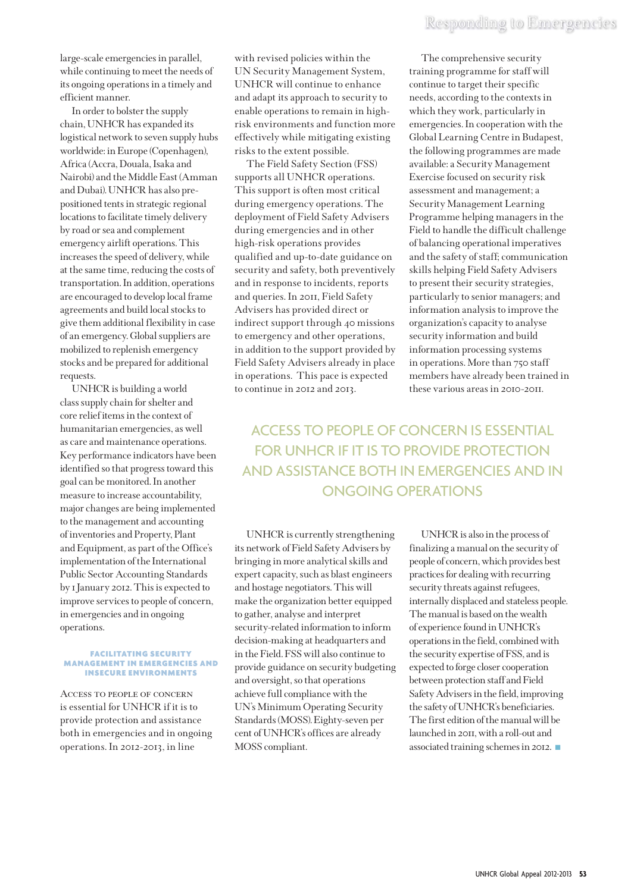large-scale emergencies in parallel, while continuing to meet the needs of its ongoing operations in a timely and efficient manner.

In order to bolster the supply chain, UNHCR has expanded its logistical network to seven supply hubs worldwide: in Europe (Copenhagen), Africa (Accra, Douala, Isaka and Nairobi) and the Middle East (Amman and Dubai). UNHCR has also pre-positioned tents in strategic regional locations to facilitate timely delivery by road or sea and complement emergency airlift operations. This increases the speed of delivery, while at the same time, reducing the costs of transportation. In addition, operations are encouraged to develop local frame agreements and build local stocks to give them additional flexibility in case of an emergency. Global suppliers are mobilized to replenish emergency stocks and be prepared for additional requests.

UNHCR is building a world class supply chain for shelter and core relief items in the context of humanitarian emergencies, as well as care and maintenance operations. Key performance indicators have been identified so that progress toward this goal can be monitored. In another measure to increase accountability, major changes are being implemented to the management and accounting of inventories and Property, Plant and Equipment, as part of the Office's implementation of the International Public Sector Accounting Standards by 1 January 2012. This is expected to improve services to people of concern, in emergencies and in ongoing operations.

### FACILITATING SECURITY MANAGEMENT IN EMERGENCIES AND INSECURE ENVIRONMENTS

Access to people of concern is essential for UNHCR if it is to provide protection and assistance both in emergencies and in ongoing operations. In 2012-2013, in line with revised policies within the UN Security Management System, UNHCR will continue to enhance and adapt its approach to security to enable operations to remain in high-risk environments and function more effectively while mitigating existing risks to the extent possible.

The Field Safety Section (FSS) supports all UNHCR operations. This support is often most critical during emergency operations. The deployment of Field Safety Advisers during emergencies and in other high-risk operations provides qualified and up-to-date guidance on security and safety, both preventively and in response to incidents, reports and queries. In 2011, Field Safety Advisers has provided direct or indirect support through 40 missions to emergency and other operations, in addition to the support provided by Field Safety Advisers already in place in operations. This pace is expected to continue in 2012 and 2013.

The comprehensive security training programme for staff will continue to target their specific needs, according to the contexts in which they work, particularly in emergencies. In cooperation with the Global Learning Centre in Budapest, the following programmes are made available: a Security Management Exercise focused on security risk assessment and management; a Security Management Learning Programme helping managers in the Field to handle the difficult challenge of balancing operational imperatives and the safety of staff; communication skills helping Field Safety Advisers to present their security strategies, particularly to senior managers; and information analysis to improve the organization's capacity to analyse security information and build information processing systems in operations. More than 750 staff members have already been trained in these various areas in 2010-2011.

ACCESS TO PEOPLE OF CONCERN IS ESSENTIAL FOR UNHCR IF IT IS TO PROVIDE PROTECTION AND ASSISTANCE BOTH IN EMERGENCIES AND IN ONGOING OPERATIONS

UNHCR is currently strengthening its network of Field Safety Advisers by bringing in more analytical skills and expert capacity, such as blast engineers and hostage negotiators. This will make the organization better equipped to gather, analyse and interpret security-related information to inform decision-making at headquarters and in the Field. FSS will also continue to provide guidance on security budgeting and oversight, so that operations achieve full compliance with the UN's Minimum Operating Security Standards (MOSS). Eighty-seven per cent of UNHCR's offices are already MOSS compliant.

UNHCR is also in the process of finalizing a manual on the security of people of concern, which provides best practices for dealing with recurring security threats against refugees, internally displaced and stateless people. The manual is based on the wealth of experience found in UNHCR's operations in the field, combined with the security expertise of FSS, and is expected to forge closer cooperation between protection staff and Field Safety Advisers in the field, improving the safety of UNHCR's beneficiaries. The first edition of the manual will be launched in 2011, with a roll-out and associated training schemes in 2012. ■